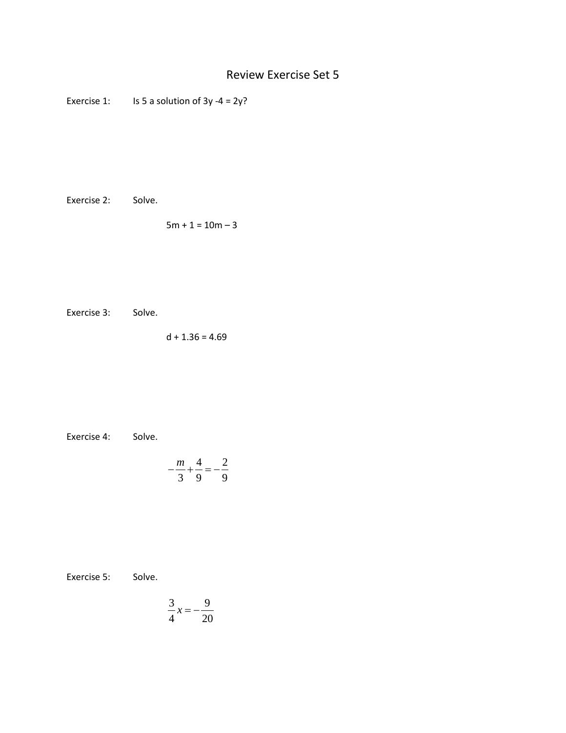# Review Exercise Set 5

Exercise 1: Is 5 a solution of $3y - 4 = 2y$?

Exercise 2: Solve.

$$5m + 1 = 10m - 3$$

Exercise 3: Solve.

$$d + 1.36 = 4.69$$

Exercise 4: Solve.

$$-\frac{m}{3} + \frac{4}{9} = -\frac{2}{9}$$

Exercise 5: Solve.

$$\frac{3}{4}x = -\frac{9}{20}$$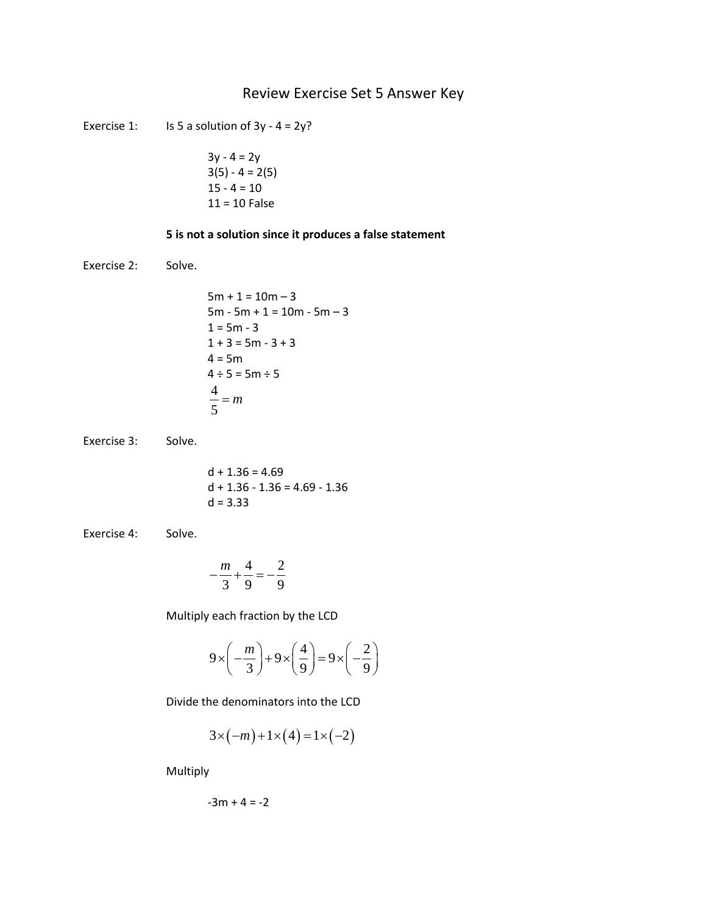# Review Exercise Set 5 Answer Key

Exercise 1: Is 5 a solution of 3y - 4 = 2y?

3y - 4 = 2y
3(5) - 4 = 2(5)
15 - 4 = 10
11 = 10 False

**5 is not a solution since it produces a false statement**

Exercise 2: Solve.

5m + 1 = 10m – 3
5m - 5m + 1 = 10m - 5m – 3
1 = 5m - 3
1 + 3 = 5m - 3 + 3
4 = 5m
4 ÷ 5 = 5m ÷ 5

$$\frac{4}{5} = m$$

Exercise 3: Solve.

d + 1.36 = 4.69
d + 1.36 - 1.36 = 4.69 - 1.36
d = 3.33

Exercise 4: Solve.

$$-\frac{m}{3} + \frac{4}{9} = -\frac{2}{9}$$

Multiply each fraction by the LCD

$$9 \times \left(-\frac{m}{3}\right) + 9 \times \left(\frac{4}{9}\right) = 9 \times \left(-\frac{2}{9}\right)$$

Divide the denominators into the LCD

$$3 \times (-m) + 1 \times (4) = 1 \times (-2)$$

Multiply

-3m + 4 = -2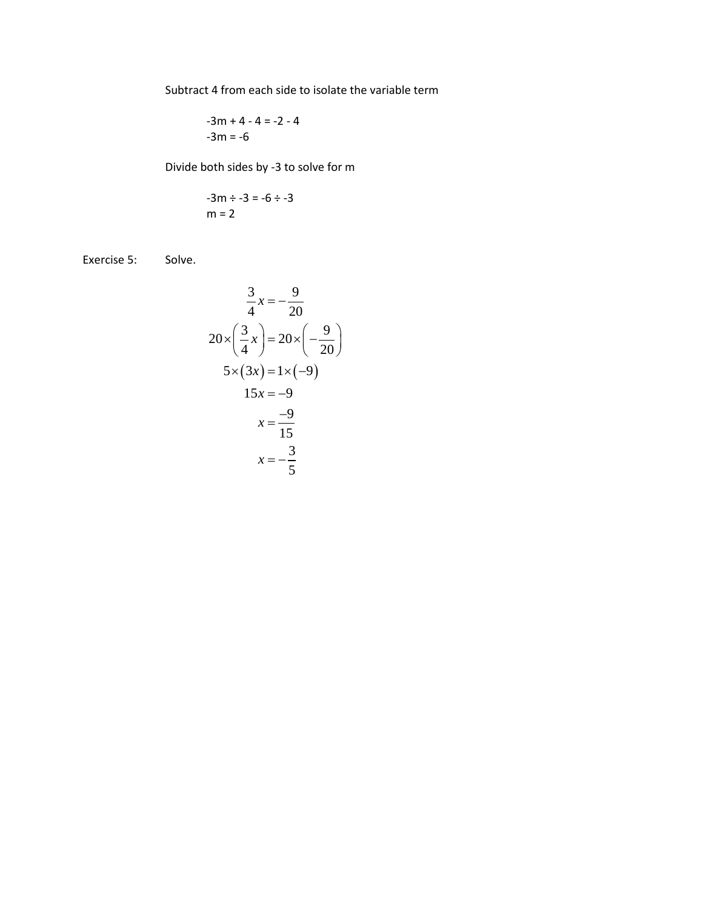Subtract 4 from each side to isolate the variable term

-3m + 4 - 4 = -2 - 4
-3m = -6

Divide both sides by -3 to solve for m

-3m ÷ -3 = -6 ÷ -3
m = 2

Exercise 5: Solve.

$$\frac{3}{4}x = -\frac{9}{20}$$

$$20\times\left(\frac{3}{4}x\right) = 20\times\left(-\frac{9}{20}\right)$$

$$5\times(3x) = 1\times(-9)$$

$$15x = -9$$

$$x = \frac{-9}{15}$$

$$x = -\frac{3}{5}$$